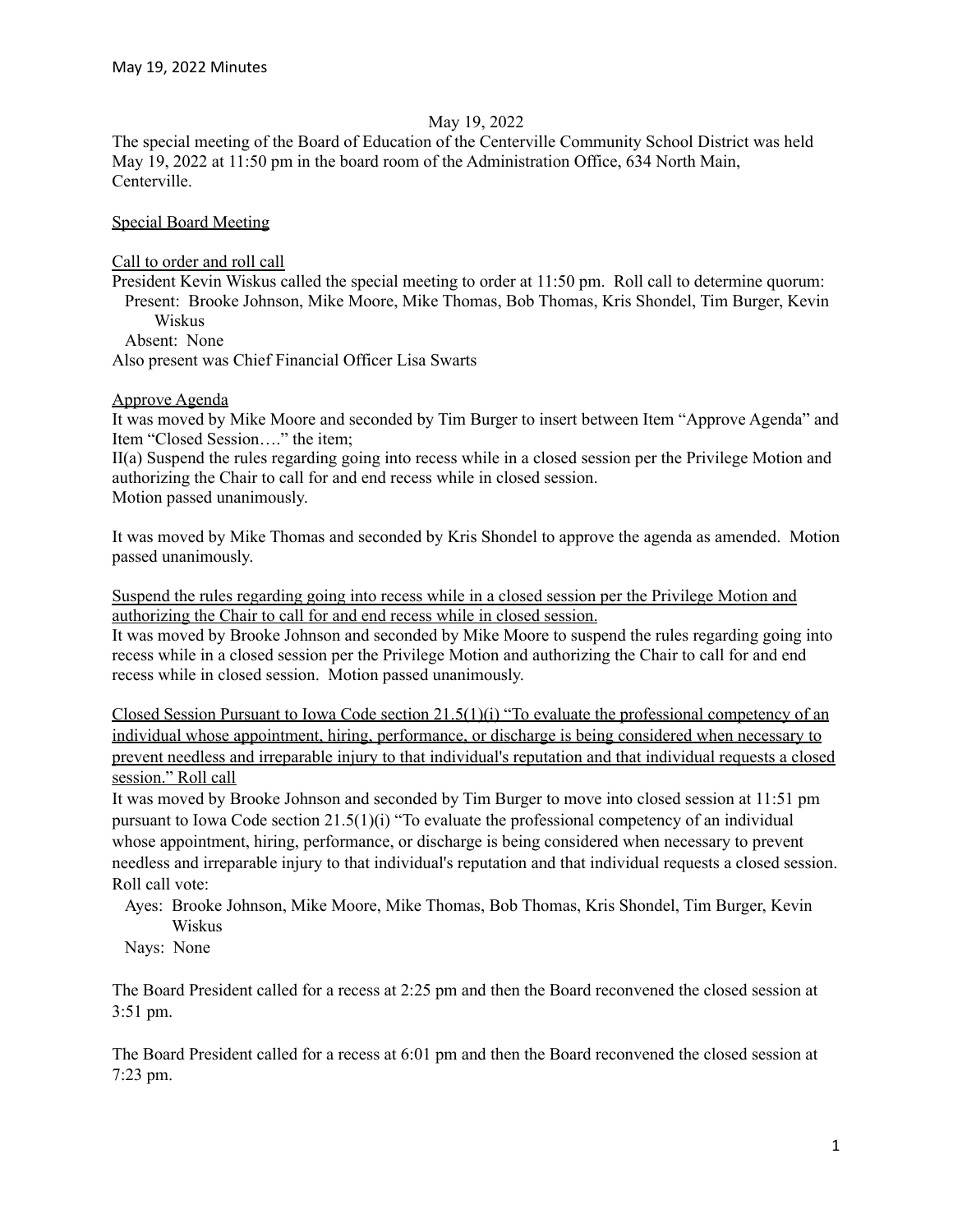May 19, 2022

The special meeting of the Board of Education of the Centerville Community School District was held May 19, 2022 at 11:50 pm in the board room of the Administration Office, 634 North Main, Centerville.

Special Board Meeting

Call to order and roll call

President Kevin Wiskus called the special meeting to order at 11:50 pm. Roll call to determine quorum:

Present: Brooke Johnson, Mike Moore, Mike Thomas, Bob Thomas, Kris Shondel, Tim Burger, Kevin Wiskus

Absent: None

Also present was Chief Financial Officer Lisa Swarts

Approve Agenda

It was moved by Mike Moore and seconded by Tim Burger to insert between Item "Approve Agenda" and Item "Closed Session…." the item;

II(a) Suspend the rules regarding going into recess while in a closed session per the Privilege Motion and authorizing the Chair to call for and end recess while in closed session.

Motion passed unanimously.

It was moved by Mike Thomas and seconded by Kris Shondel to approve the agenda as amended. Motion passed unanimously.

Suspend the rules regarding going into recess while in a closed session per the Privilege Motion and authorizing the Chair to call for and end recess while in closed session.

It was moved by Brooke Johnson and seconded by Mike Moore to suspend the rules regarding going into recess while in a closed session per the Privilege Motion and authorizing the Chair to call for and end recess while in closed session. Motion passed unanimously.

Closed Session Pursuant to Iowa Code section 21.5(1)(i) "To evaluate the professional competency of an individual whose appointment, hiring, performance, or discharge is being considered when necessary to prevent needless and irreparable injury to that individual's reputation and that individual requests a closed session." Roll call

It was moved by Brooke Johnson and seconded by Tim Burger to move into closed session at 11:51 pm pursuant to Iowa Code section 21.5(1)(i) "To evaluate the professional competency of an individual whose appointment, hiring, performance, or discharge is being considered when necessary to prevent needless and irreparable injury to that individual's reputation and that individual requests a closed session. Roll call vote:

Ayes: Brooke Johnson, Mike Moore, Mike Thomas, Bob Thomas, Kris Shondel, Tim Burger, Kevin Wiskus

Nays: None

The Board President called for a recess at 2:25 pm and then the Board reconvened the closed session at 3:51 pm.

The Board President called for a recess at 6:01 pm and then the Board reconvened the closed session at 7:23 pm.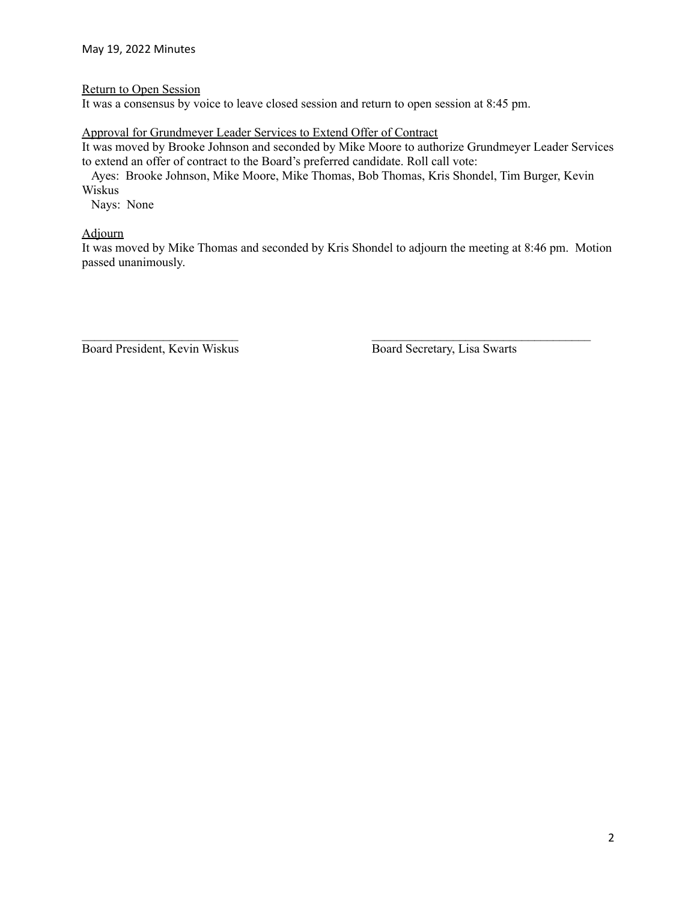Return to Open Session

It was a consensus by voice to leave closed session and return to open session at 8:45 pm.

Approval for Grundmeyer Leader Services to Extend Offer of Contract

It was moved by Brooke Johnson and seconded by Mike Moore to authorize Grundmeyer Leader Services to extend an offer of contract to the Board's preferred candidate. Roll call vote:

Ayes: Brooke Johnson, Mike Moore, Mike Thomas, Bob Thomas, Kris Shondel, Tim Burger, Kevin Wiskus

Nays: None

Adjourn

It was moved by Mike Thomas and seconded by Kris Shondel to adjourn the meeting at 8:46 pm. Motion passed unanimously.

\_\_\_\_\_\_\_\_\_\_\_\_\_\_\_\_\_\_\_\_\_\_\_\_\_\_
Board President, Kevin Wiskus

\_\_\_\_\_\_\_\_\_\_\_\_\_\_\_\_\_\_\_\_\_\_\_\_\_\_\_\_\_\_\_\_\_\_\_\_\_
Board Secretary, Lisa Swarts